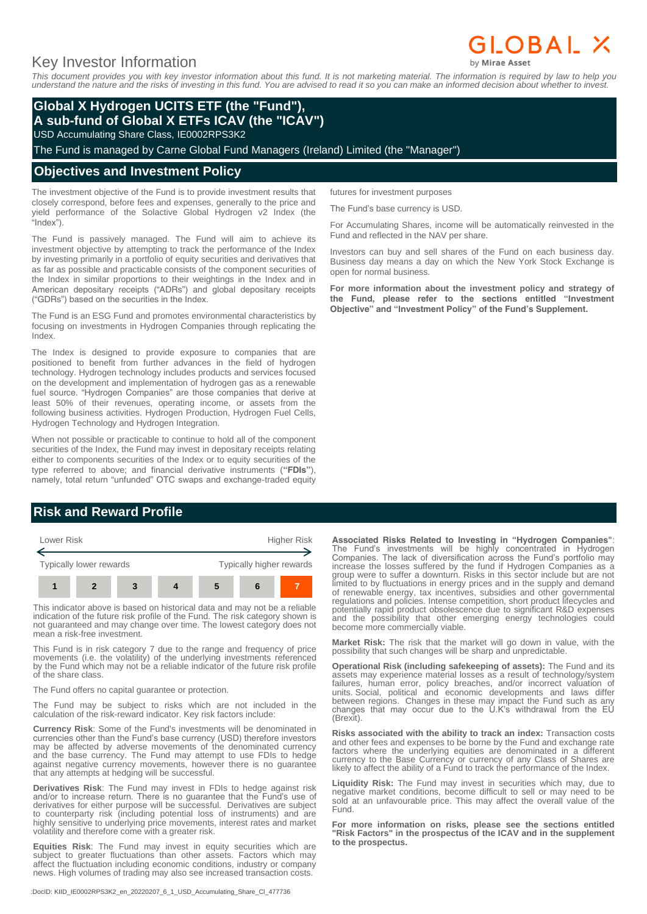# Key Investor Information

GLOBAL X by Mirae Asset

*This document provides you with key investor information about this fund. It is not marketing material. The information is required by law to help you understand the nature and the risks of investing in this fund. You are advised to read it so you can make an informed decision about whether to invest.*

## Global X Hydrogen UCITS ETF (the "Fund"), A sub-fund of Global X ETFs ICAV (the "ICAV")

USD Accumulating Share Class, IE0002RPS3K2

The Fund is managed by Carne Global Fund Managers (Ireland) Limited (the "Manager")

## Objectives and Investment Policy

The investment objective of the Fund is to provide investment results that closely correspond, before fees and expenses, generally to the price and yield performance of the Solactive Global Hydrogen v2 Index (the "Index").

The Fund is passively managed. The Fund will aim to achieve its investment objective by attempting to track the performance of the Index by investing primarily in a portfolio of equity securities and derivatives that as far as possible and practicable consists of the component securities of the Index in similar proportions to their weightings in the Index and in American depositary receipts ("ADRs") and global depositary receipts ("GDRs") based on the securities in the Index.

The Fund is an ESG Fund and promotes environmental characteristics by focusing on investments in Hydrogen Companies through replicating the Index.

The Index is designed to provide exposure to companies that are positioned to benefit from further advances in the field of hydrogen technology. Hydrogen technology includes products and services focused on the development and implementation of hydrogen gas as a renewable fuel source. "Hydrogen Companies" are those companies that derive at least 50% of their revenues, operating income, or assets from the following business activities. Hydrogen Production, Hydrogen Fuel Cells, Hydrogen Technology and Hydrogen Integration.

When not possible or practicable to continue to hold all of the component securities of the Index, the Fund may invest in depositary receipts relating either to components securities of the Index or to equity securities of the type referred to above; and financial derivative instruments (**"FDIs"**), namely, total return "unfunded" OTC swaps and exchange-traded equity futures for investment purposes

The Fund's base currency is USD.

For Accumulating Shares, income will be automatically reinvested in the Fund and reflected in the NAV per share.

Investors can buy and sell shares of the Fund on each business day. Business day means a day on which the New York Stock Exchange is open for normal business.

**For more information about the investment policy and strategy of the Fund, please refer to the sections entitled "Investment Objective" and "Investment Policy" of the Fund's Supplement.**

## Risk and Reward Profile

| Lower Risk | | | | | | Higher Risk |
|---|---|---|---|---|---|---|
| Typically lower rewards | | | | | | Typically higher rewards |
| 1 | 2 | 3 | 4 | 5 | 6 | **7** |

This indicator above is based on historical data and may not be a reliable indication of the future risk profile of the Fund. The risk category shown is not guaranteed and may change over time. The lowest category does not mean a risk-free investment.

This Fund is in risk category 7 due to the range and frequency of price movements (i.e. the volatility) of the underlying investments referenced by the Fund which may not be a reliable indicator of the future risk profile of the share class.

The Fund offers no capital guarantee or protection.

The Fund may be subject to risks which are not included in the calculation of the risk-reward indicator. Key risk factors include:

**Currency Risk**: Some of the Fund's investments will be denominated in currencies other than the Fund's base currency (USD) therefore investors may be affected by adverse movements of the denominated currency and the base currency. The Fund may attempt to use FDIs to hedge against negative currency movements, however there is no guarantee that any attempts at hedging will be successful.

**Derivatives Risk**: The Fund may invest in FDIs to hedge against risk and/or to increase return. There is no guarantee that the Fund's use of derivatives for either purpose will be successful. Derivatives are subject to counterparty risk (including potential loss of instruments) and are highly sensitive to underlying price movements, interest rates and market volatility and therefore come with a greater risk.

**Equities Risk**: The Fund may invest in equity securities which are subject to greater fluctuations than other assets. Factors which may affect the fluctuation including economic conditions, industry or company news. High volumes of trading may also see increased transaction costs.

**Associated Risks Related to Investing in "Hydrogen Companies"**: The Fund's investments will be highly concentrated in Hydrogen Companies. The lack of diversification across the Fund's portfolio may increase the losses suffered by the fund if Hydrogen Companies as a group were to suffer a downturn. Risks in this sector include but are not limited to by fluctuations in energy prices and in the supply and demand of renewable energy, tax incentives, subsidies and other governmental regulations and policies. Intense competition, short product lifecycles and potentially rapid product obsolescence due to significant R&D expenses and the possibility that other emerging energy technologies could become more commercially viable.

**Market Risk:** The risk that the market will go down in value, with the possibility that such changes will be sharp and unpredictable.

**Operational Risk (including safekeeping of assets):** The Fund and its assets may experience material losses as a result of technology/system failures, human error, policy breaches, and/or incorrect valuation of units. Social, political and economic developments and laws differ between regions. Changes in these may impact the Fund such as any changes that may occur due to the U.K's withdrawal from the EU (Brexit).

**Risks associated with the ability to track an index:** Transaction costs and other fees and expenses to be borne by the Fund and exchange rate factors where the underlying equities are denominated in a different currency to the Base Currency or currency of any Class of Shares are likely to affect the ability of a Fund to track the performance of the Index.

**Liquidity Risk:** The Fund may invest in securities which may, due to negative market conditions, become difficult to sell or may need to be sold at an unfavourable price. This may affect the overall value of the Fund.

**For more information on risks, please see the sections entitled "Risk Factors" in the prospectus of the ICAV and in the supplement to the prospectus.**

:DocID: KIID_IE0002RPS3K2_en_20220207_6_1_USD_Accumulating_Share_Cl_477736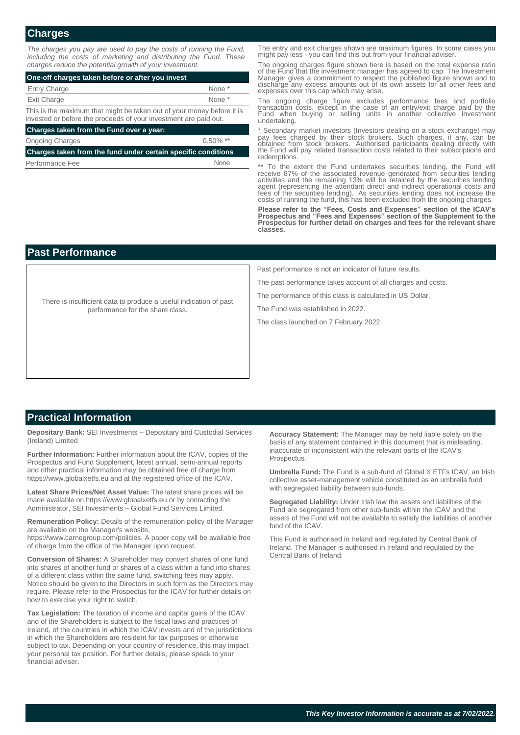## Charges

*The charges you pay are used to pay the costs of running the Fund, including the costs of marketing and distributing the Fund. These charges reduce the potential growth of your investment.*

| One-off charges taken before or after you invest | |
|---|---|
| Entry Charge | None * |
| Exit Charge | None * |

This is the maximum that might be taken out of your money before it is invested or before the proceeds of your investment are paid out.

| Charges taken from the Fund over a year: | |
|---|---|
| Ongoing Charges | 0.50% ** |

| Charges taken from the fund under certain specific conditions | |
|---|---|
| Performance Fee | None |

The entry and exit charges shown are maximum figures. In some cases you might pay less - you can find this out from your financial adviser.

The ongoing charges figure shown here is based on the total expense ratio of the Fund that the investment manager has agreed to cap. The Investment Manager gives a commitment to respect the published figure shown and to discharge any excess amounts out of its own assets for all other fees and expenses over this cap which may arise.

The ongoing charge figure excludes performance fees and portfolio transaction costs, except in the case of an entry/exit charge paid by the Fund when buying or selling units in another collective investment undertaking.

* Secondary market investors (Investors dealing on a stock exchange) may pay fees charged by their stock brokers. Such charges, if any, can be obtained from stock brokers. Authorised participants dealing directly with the Fund will pay related transaction costs related to their subscriptions and redemptions.

** To the extent the Fund undertakes securities lending, the Fund will receive 87% of the associated revenue generated from securities lending activities and the remaining 13% will be retained by the securities lending agent (representing the attendant direct and indirect operational costs and fees of the securities lending). As securities lending does not increase the costs of running the fund, this has been excluded from the ongoing charges.

**Please refer to the "Fees, Costs and Expenses" section of the ICAV's Prospectus and "Fees and Expenses" section of the Supplement to the Prospectus for further detail on charges and fees for the relevant share classes.**

## Past Performance

There is insufficient data to produce a useful indication of past performance for the share class.

Past performance is not an indicator of future results.

The past performance takes account of all charges and costs.

The performance of this class is calculated in US Dollar.

The Fund was established in 2022.

The class launched on 7 February 2022

## Practical Information

**Depositary Bank:** SEI Investments – Depositary and Custodial Services (Ireland) Limited

**Further Information:** Further information about the ICAV, copies of the Prospectus and Fund Supplement, latest annual, semi-annual reports and other practical information may be obtained free of charge from https://www.globalxetfs.eu and at the registered office of the ICAV.

**Latest Share Prices/Net Asset Value:** The latest share prices will be made available on https://www.globalxetfs.eu or by contacting the Administrator, SEI Investments – Global Fund Services Limited.

**Remuneration Policy:** Details of the remuneration policy of the Manager are available on the Manager's website, https://www.carnegroup.com/policies. A paper copy will be available free of charge from the office of the Manager upon request.

**Conversion of Shares:** A Shareholder may convert shares of one fund into shares of another fund or shares of a class within a fund into shares of a different class within the same fund, switching fees may apply. Notice should be given to the Directors in such form as the Directors may require. Please refer to the Prospectus for the ICAV for further details on how to exercise your right to switch.

**Tax Legislation:** The taxation of income and capital gains of the ICAV and of the Shareholders is subject to the fiscal laws and practices of Ireland, of the countries in which the ICAV invests and of the jurisdictions in which the Shareholders are resident for tax purposes or otherwise subject to tax. Depending on your country of residence, this may impact your personal tax position. For further details, please speak to your financial adviser.

**Accuracy Statement:** The Manager may be held liable solely on the basis of any statement contained in this document that is misleading, inaccurate or inconsistent with the relevant parts of the ICAV's Prospectus.

**Umbrella Fund:** The Fund is a sub-fund of Global X ETFs ICAV, an Irish collective asset-management vehicle constituted as an umbrella fund with segregated liability between sub-funds.

**Segregated Liability:** Under Irish law the assets and liabilities of the Fund are segregated from other sub-funds within the ICAV and the assets of the Fund will not be available to satisfy the liabilities of another fund of the ICAV.

This Fund is authorised in Ireland and regulated by Central Bank of Ireland. The Manager is authorised in Ireland and regulated by the Central Bank of Ireland.

***This Key Investor Information is accurate as at 7/02/2022.***